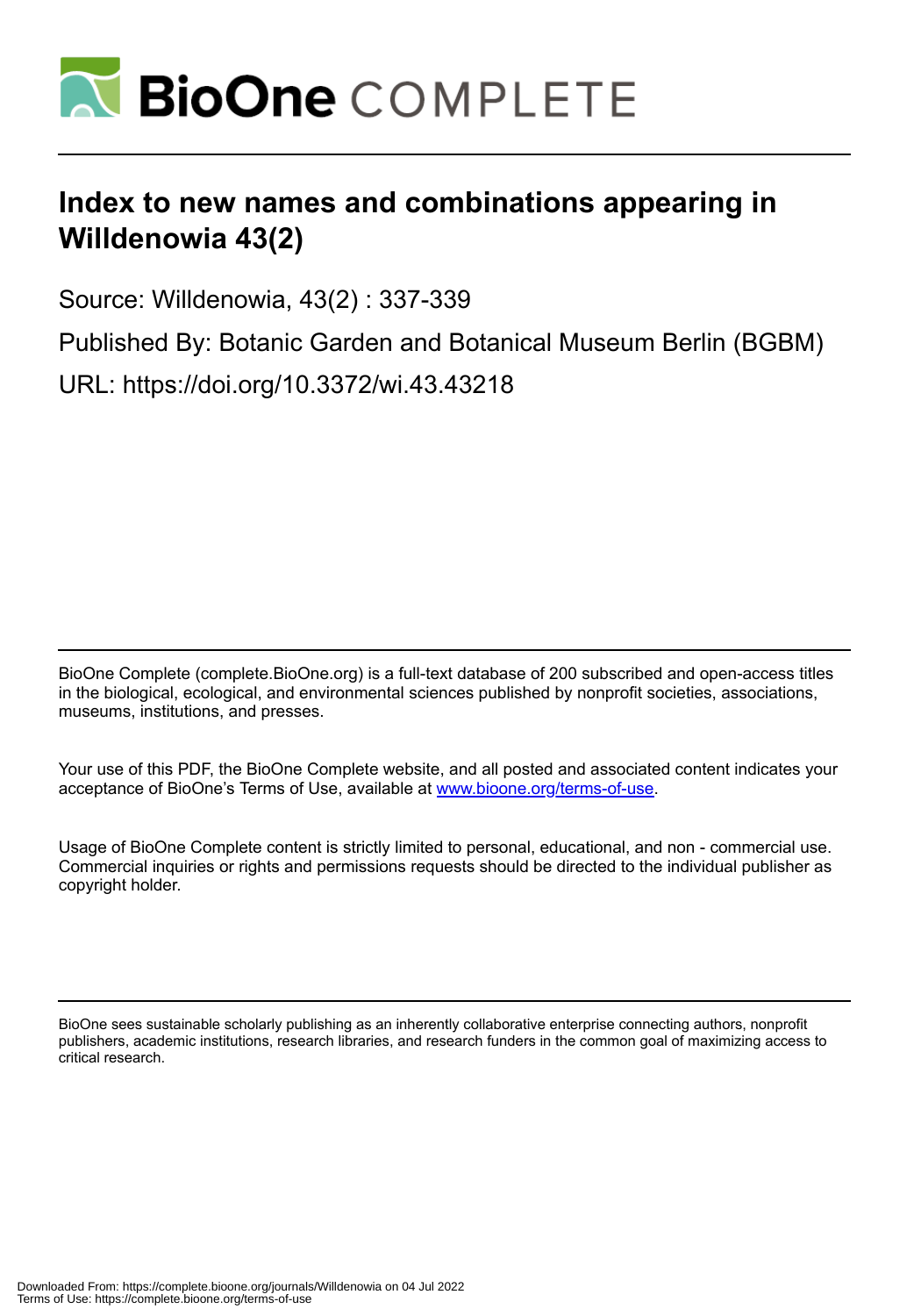# Index to new names and combinations appearing in Willdenowia 43(2)

Source: Willdenowia, 43(2) : 337-339

Published By: Botanic Garden and Botanical Museum Berlin (BGBM)

URL: https://doi.org/10.3372/wi.43.43218

BioOne Complete (complete.BioOne.org) is a full-text database of 200 subscribed and open-access titles in the biological, ecological, and environmental sciences published by nonprofit societies, associations, museums, institutions, and presses.

Your use of this PDF, the BioOne Complete website, and all posted and associated content indicates your acceptance of BioOne's Terms of Use, available at www.bioone.org/terms-of-use.

Usage of BioOne Complete content is strictly limited to personal, educational, and non - commercial use. Commercial inquiries or rights and permissions requests should be directed to the individual publisher as copyright holder.

BioOne sees sustainable scholarly publishing as an inherently collaborative enterprise connecting authors, nonprofit publishers, academic institutions, research libraries, and research funders in the common goal of maximizing access to critical research.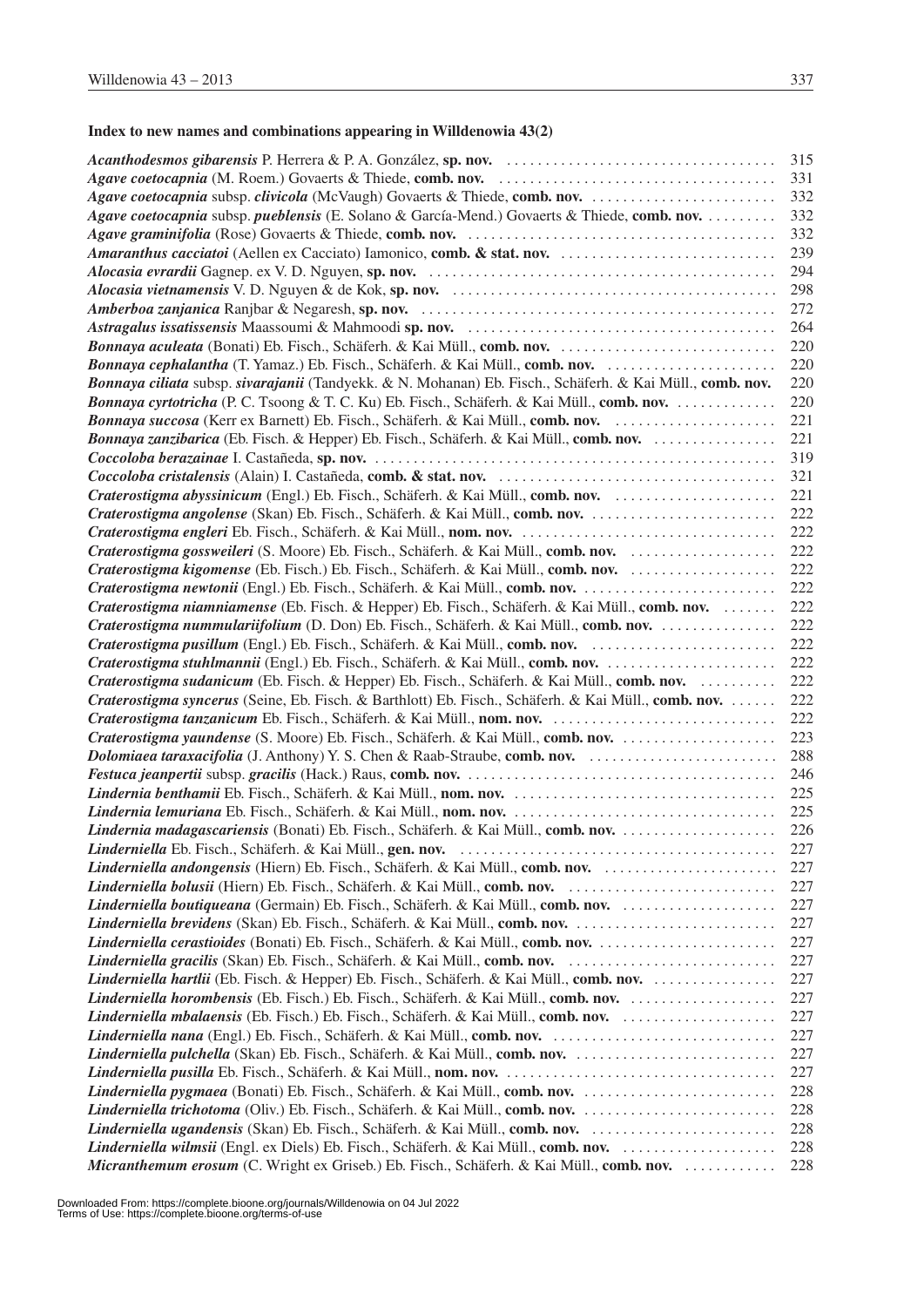### Index to new names and combinations appearing in Willdenowia 43(2)

***Acanthodesmos gibarensis*** P. Herrera & P. A. González, **sp. nov.** .................................... 315
***Agave coetocapnia*** (M. Roem.) Govaerts & Thiede, **comb. nov.** .................................... 331
***Agave coetocapnia*** subsp. ***clivicola*** (McVaugh) Govaerts & Thiede, **comb. nov.** .................................... 332
***Agave coetocapnia*** subsp. ***pueblensis*** (E. Solano & García-Mend.) Govaerts & Thiede, **comb. nov.** .................................... 332
***Agave graminifolia*** (Rose) Govaerts & Thiede, **comb. nov.** .................................... 332
***Amaranthus cacciatoi*** (Aellen ex Cacciato) Iamonico, **comb. & stat. nov.** .................................... 239
***Alocasia evrardii*** Gagnep. ex V. D. Nguyen, **sp. nov.** .................................... 294
***Alocasia vietnamensis*** V. D. Nguyen & de Kok, **sp. nov.** .................................... 298
***Amberboa zanjanica*** Ranjbar & Negaresh, **sp. nov.** .................................... 272
***Astragalus issatissensis*** Maassoumi & Mahmoodi **sp. nov.** .................................... 264
***Bonnaya aculeata*** (Bonati) Eb. Fisch., Schäferh. & Kai Müll., **comb. nov.** .................................... 220
***Bonnaya cephalantha*** (T. Yamaz.) Eb. Fisch., Schäferh. & Kai Müll., **comb. nov.** .................................... 220
***Bonnaya ciliata*** subsp. ***sivarajanii*** (Tandyekk. & N. Mohanan) Eb. Fisch., Schäferh. & Kai Müll., **comb. nov.** 220
***Bonnaya cyrtotricha*** (P. C. Tsoong & T. C. Ku) Eb. Fisch., Schäferh. & Kai Müll., **comb. nov.** .................................... 220
***Bonnaya succosa*** (Kerr ex Barnett) Eb. Fisch., Schäferh. & Kai Müll., **comb. nov.** .................................... 221
***Bonnaya zanzibarica*** (Eb. Fisch. & Hepper) Eb. Fisch., Schäferh. & Kai Müll., **comb. nov.** .................................... 221
***Coccoloba berazainae*** I. Castañeda, **sp. nov.** .................................... 319
***Coccoloba cristalensis*** (Alain) I. Castañeda, **comb. & stat. nov.** .................................... 321
***Craterostigma abyssinicum*** (Engl.) Eb. Fisch., Schäferh. & Kai Müll., **comb. nov.** .................................... 221
***Craterostigma angolense*** (Skan) Eb. Fisch., Schäferh. & Kai Müll., **comb. nov.** .................................... 222
***Craterostigma engleri*** Eb. Fisch., Schäferh. & Kai Müll., **nom. nov.** .................................... 222
***Craterostigma gossweileri*** (S. Moore) Eb. Fisch., Schäferh. & Kai Müll., **comb. nov.** .................................... 222
***Craterostigma kigomense*** (Eb. Fisch.) Eb. Fisch., Schäferh. & Kai Müll., **comb. nov.** .................................... 222
***Craterostigma newtonii*** (Engl.) Eb. Fisch., Schäferh. & Kai Müll., **comb. nov.** .................................... 222
***Craterostigma niamniamense*** (Eb. Fisch. & Hepper) Eb. Fisch., Schäferh. & Kai Müll., **comb. nov.** .................................... 222
***Craterostigma nummulariifolium*** (D. Don) Eb. Fisch., Schäferh. & Kai Müll., **comb. nov.** .................................... 222
***Craterostigma pusillum*** (Engl.) Eb. Fisch., Schäferh. & Kai Müll., **comb. nov.** .................................... 222
***Craterostigma stuhlmannii*** (Engl.) Eb. Fisch., Schäferh. & Kai Müll., **comb. nov.** .................................... 222
***Craterostigma sudanicum*** (Eb. Fisch. & Hepper) Eb. Fisch., Schäferh. & Kai Müll., **comb. nov.** .................................... 222
***Craterostigma syncerus*** (Seine, Eb. Fisch. & Barthlott) Eb. Fisch., Schäferh. & Kai Müll., **comb. nov.** .................................... 222
***Craterostigma tanzanicum*** Eb. Fisch., Schäferh. & Kai Müll., **nom. nov.** .................................... 222
***Craterostigma yaundense*** (S. Moore) Eb. Fisch., Schäferh. & Kai Müll., **comb. nov.** .................................... 223
***Dolomiaea taraxacifolia*** (J. Anthony) Y. S. Chen & Raab-Straube, **comb. nov.** .................................... 288
***Festuca jeanpertii*** subsp. ***gracilis*** (Hack.) Raus, **comb. nov.** .................................... 246
***Lindernia benthamii*** Eb. Fisch., Schäferh. & Kai Müll., **nom. nov.** .................................... 225
***Lindernia lemuriana*** Eb. Fisch., Schäferh. & Kai Müll., **nom. nov.** .................................... 225
***Lindernia madagascariensis*** (Bonati) Eb. Fisch., Schäferh. & Kai Müll., **comb. nov.** .................................... 226
***Linderniella*** Eb. Fisch., Schäferh. & Kai Müll., **gen. nov.** .................................... 227
***Linderniella andongensis*** (Hiern) Eb. Fisch., Schäferh. & Kai Müll., **comb. nov.** .................................... 227
***Linderniella bolusii*** (Hiern) Eb. Fisch., Schäferh. & Kai Müll., **comb. nov.** .................................... 227
***Linderniella boutiqueana*** (Germain) Eb. Fisch., Schäferh. & Kai Müll., **comb. nov.** .................................... 227
***Linderniella brevidens*** (Skan) Eb. Fisch., Schäferh. & Kai Müll., **comb. nov.** .................................... 227
***Linderniella cerastioides*** (Bonati) Eb. Fisch., Schäferh. & Kai Müll., **comb. nov.** .................................... 227
***Linderniella gracilis*** (Skan) Eb. Fisch., Schäferh. & Kai Müll., **comb. nov.** .................................... 227
***Linderniella hartlii*** (Eb. Fisch. & Hepper) Eb. Fisch., Schäferh. & Kai Müll., **comb. nov.** .................................... 227
***Linderniella horombensis*** (Eb. Fisch.) Eb. Fisch., Schäferh. & Kai Müll., **comb. nov.** .................................... 227
***Linderniella mbalaensis*** (Eb. Fisch.) Eb. Fisch., Schäferh. & Kai Müll., **comb. nov.** .................................... 227
***Linderniella nana*** (Engl.) Eb. Fisch., Schäferh. & Kai Müll., **comb. nov.** .................................... 227
***Linderniella pulchella*** (Skan) Eb. Fisch., Schäferh. & Kai Müll., **comb. nov.** .................................... 227
***Linderniella pusilla*** Eb. Fisch., Schäferh. & Kai Müll., **nom. nov.** .................................... 227
***Linderniella pygmaea*** (Bonati) Eb. Fisch., Schäferh. & Kai Müll., **comb. nov.** .................................... 228
***Linderniella trichotoma*** (Oliv.) Eb. Fisch., Schäferh. & Kai Müll., **comb. nov.** .................................... 228
***Linderniella ugandensis*** (Skan) Eb. Fisch., Schäferh. & Kai Müll., **comb. nov.** .................................... 228
***Linderniella wilmsii*** (Engl. ex Diels) Eb. Fisch., Schäferh. & Kai Müll., **comb. nov.** .................................... 228
***Micranthemum erosum*** (C. Wright ex Griseb.) Eb. Fisch., Schäferh. & Kai Müll., **comb. nov.** .................................... 228

Downloaded From: https://complete.bioone.org/journals/Willdenowia on 04 Jul 2022
Terms of Use: https://complete.bioone.org/terms-of-use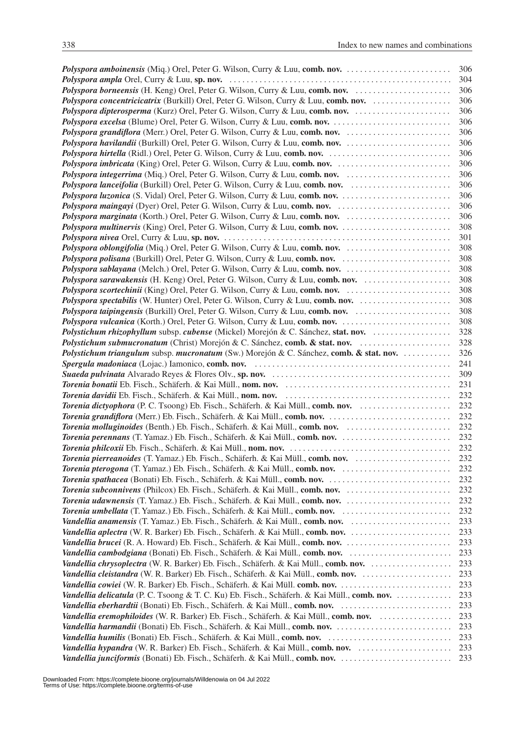***Polyspora amboinensis*** (Miq.) Orel, Peter G. Wilson, Curry & Luu, **comb. nov.** ........................ 306
***Polyspora ampla*** Orel, Curry & Luu, **sp. nov.** ........................ 304
***Polyspora borneensis*** (H. Keng) Orel, Peter G. Wilson, Curry & Luu, **comb. nov.** ........................ 306
***Polyspora concentricicatrix*** (Burkill) Orel, Peter G. Wilson, Curry & Luu, **comb. nov.** ........................ 306
***Polyspora dipterosperma*** (Kurz) Orel, Peter G. Wilson, Curry & Luu, **comb. nov.** ........................ 306
***Polyspora excelsa*** (Blume) Orel, Peter G. Wilson, Curry & Luu, **comb. nov.** ........................ 306
***Polyspora grandiflora*** (Merr.) Orel, Peter G. Wilson, Curry & Luu, **comb. nov.** ........................ 306
***Polyspora havilandii*** (Burkill) Orel, Peter G. Wilson, Curry & Luu, **comb. nov.** ........................ 306
***Polyspora hirtella*** (Ridl.) Orel, Peter G. Wilson, Curry & Luu, **comb. nov.** ........................ 306
***Polyspora imbricata*** (King) Orel, Peter G. Wilson, Curry & Luu, **comb. nov.** ........................ 306
***Polyspora integerrima*** (Miq.) Orel, Peter G. Wilson, Curry & Luu, **comb. nov.** ........................ 306
***Polyspora lanceifolia*** (Burkill) Orel, Peter G. Wilson, Curry & Luu, **comb. nov.** ........................ 306
***Polyspora luzonica*** (S. Vidal) Orel, Peter G. Wilson, Curry & Luu, **comb. nov.** ........................ 306
***Polyspora maingayi*** (Dyer) Orel, Peter G. Wilson, Curry & Luu, **comb. nov.** ........................ 306
***Polyspora marginata*** (Korth.) Orel, Peter G. Wilson, Curry & Luu, **comb. nov.** ........................ 306
***Polyspora multinervis*** (King) Orel, Peter G. Wilson, Curry & Luu, **comb. nov.** ........................ 308
***Polyspora nivea*** Orel, Curry & Luu, **sp. nov.** ........................ 301
***Polyspora oblongifolia*** (Miq.) Orel, Peter G. Wilson, Curry & Luu, **comb. nov.** ........................ 308
***Polyspora polisana*** (Burkill) Orel, Peter G. Wilson, Curry & Luu, **comb. nov.** ........................ 308
***Polyspora sablayana*** (Melch.) Orel, Peter G. Wilson, Curry & Luu, **comb. nov.** ........................ 308
***Polyspora sarawakensis*** (H. Keng) Orel, Peter G. Wilson, Curry & Luu, **comb. nov.** ........................ 308
***Polyspora scortechinii*** (King) Orel, Peter G. Wilson, Curry & Luu, **comb. nov.** ........................ 308
***Polyspora spectabilis*** (W. Hunter) Orel, Peter G. Wilson, Curry & Luu, **comb. nov.** ........................ 308
***Polyspora taipingensis*** (Burkill) Orel, Peter G. Wilson, Curry & Luu, **comb. nov.** ........................ 308
***Polyspora vulcanica*** (Korth.) Orel, Peter G. Wilson, Curry & Luu, **comb. nov.** ........................ 308
***Polystichum rhizophyllum*** subsp. ***cubense*** (Mickel) Morejón & C. Sánchez, **stat. nov.** ........................ 328
***Polystichum submucronatum*** (Christ) Morejón & C. Sánchez, **comb. & stat. nov.** ........................ 328
***Polystichum triangulum*** subsp. ***mucronatum*** (Sw.) Morejón & C. Sánchez, **comb. & stat. nov.** ........................ 326
***Spergula madoniaca*** (Lojac.) Iamonico, **comb. nov.** ........................ 241
***Suaeda pulvinata*** Alvarado Reyes & Flores Olv., **sp. nov.** ........................ 309
***Torenia bonatii*** Eb. Fisch., Schäferh. & Kai Müll., **nom. nov.** ........................ 231
***Torenia davidii*** Eb. Fisch., Schäferh. & Kai Müll., **nom. nov.** ........................ 232
***Torenia dictyophora*** (P. C. Tsoong) Eb. Fisch., Schäferh. & Kai Müll., **comb. nov.** ........................ 232
***Torenia grandiflora*** (Merr.) Eb. Fisch., Schäferh. & Kai Müll., **comb. nov.** ........................ 232
***Torenia molluginoides*** (Benth.) Eb. Fisch., Schäferh. & Kai Müll., **comb. nov.** ........................ 232
***Torenia perennans*** (T. Yamaz.) Eb. Fisch., Schäferh. & Kai Müll., **comb. nov.** ........................ 232
***Torenia philcoxii*** Eb. Fisch., Schäferh. & Kai Müll., **nom. nov.** ........................ 232
***Torenia pierreanoides*** (T. Yamaz.) Eb. Fisch., Schäferh. & Kai Müll., **comb. nov.** ........................ 232
***Torenia pterogona*** (T. Yamaz.) Eb. Fisch., Schäferh. & Kai Müll., **comb. nov.** ........................ 232
***Torenia spathacea*** (Bonati) Eb. Fisch., Schäferh. & Kai Müll., **comb. nov.** ........................ 232
***Torenia subconnivens*** (Philcox) Eb. Fisch., Schäferh. & Kai Müll., **comb. nov.** ........................ 232
***Torenia udawnensis*** (T. Yamaz.) Eb. Fisch., Schäferh. & Kai Müll., **comb. nov.** ........................ 232
***Torenia umbellata*** (T. Yamaz.) Eb. Fisch., Schäferh. & Kai Müll., **comb. nov.** ........................ 232
***Vandellia anamensis*** (T. Yamaz.) Eb. Fisch., Schäferh. & Kai Müll., **comb. nov.** ........................ 233
***Vandellia aplectra*** (W. R. Barker) Eb. Fisch., Schäferh. & Kai Müll., **comb. nov.** ........................ 233
***Vandellia brucei*** (R. A. Howard) Eb. Fisch., Schäferh. & Kai Müll., **comb. nov.** ........................ 233
***Vandellia cambodgiana*** (Bonati) Eb. Fisch., Schäferh. & Kai Müll*.,* **comb. nov.** ........................ 233
***Vandellia chrysoplectra*** (W. R. Barker) Eb. Fisch., Schäferh. & Kai Müll., **comb. nov.** ........................ 233
***Vandellia cleistandra*** (W. R. Barker) Eb. Fisch., Schäferh. & Kai Müll., **comb. nov.** ........................ 233
***Vandellia cowiei*** (W. R. Barker) Eb. Fisch., Schäferh. & Kai Müll. **comb. nov.** ........................ 233
***Vandellia delicatula*** (P. C. Tsoong & T. C. Ku) Eb. Fisch., Schäferh. & Kai Müll., **comb. nov.** ........................ 233
***Vandellia eberhardtii*** (Bonati) Eb. Fisch., Schäferh. & Kai Müll., **comb. nov.** ........................ 233
***Vandellia eremophiloides*** (W. R. Barker) Eb. Fisch., Schäferh. & Kai Müll., **comb. nov.** ........................ 233
***Vandellia harmandii*** (Bonati) Eb. Fisch., Schäferh. & Kai Müll., **comb. nov.** ........................ 233
***Vandellia humilis*** (Bonati) Eb. Fisch., Schäferh. & Kai Müll., **comb. nov.** ........................ 233
***Vandellia hypandra*** (W. R. Barker) Eb. Fisch., Schäferh. & Kai Müll., **comb. nov.** ........................ 233
***Vandellia junciformis*** (Bonati) Eb. Fisch., Schäferh. & Kai Müll., **comb. nov.** ........................ 233

Downloaded From: https://complete.bioone.org/journals/Willdenowia on 04 Jul 2022
Terms of Use: https://complete.bioone.org/terms-of-use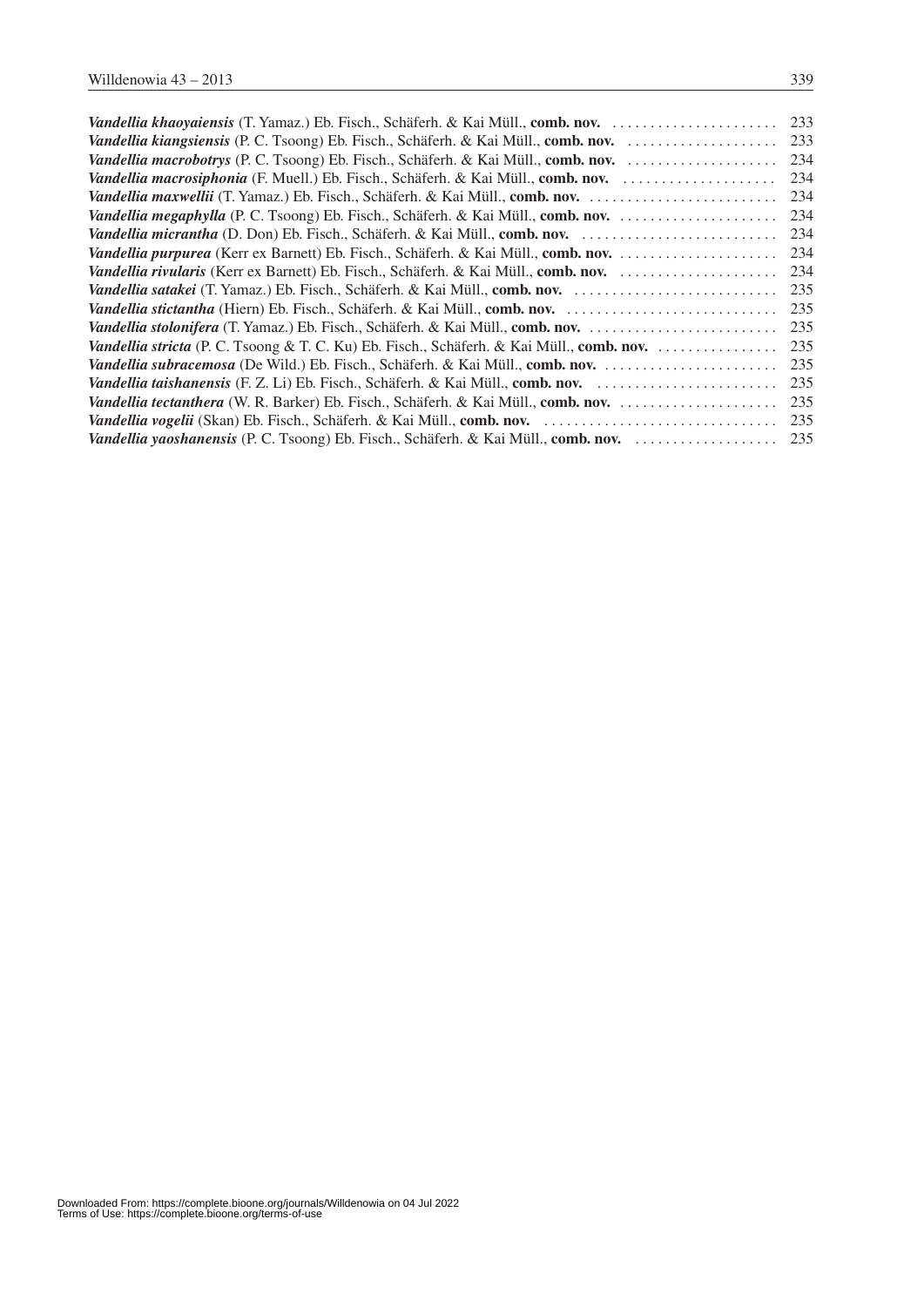***Vandellia khaoyaiensis*** (T. Yamaz.) Eb. Fisch., Schäferh. & Kai Müll., **comb. nov.** ...................... 233
***Vandellia kiangsiensis*** (P. C. Tsoong) Eb. Fisch., Schäferh. & Kai Müll., **comb. nov.** .................... 233
***Vandellia macrobotrys*** (P. C. Tsoong) Eb. Fisch., Schäferh. & Kai Müll., **comb. nov.** .................... 234
***Vandellia macrosiphonia*** (F. Muell.) Eb. Fisch., Schäferh. & Kai Müll., **comb. nov.** .................... 234
***Vandellia maxwellii*** (T. Yamaz.) Eb. Fisch., Schäferh. & Kai Müll., **comb. nov.** ......................... 234
***Vandellia megaphylla*** (P. C. Tsoong) Eb. Fisch., Schäferh. & Kai Müll., **comb. nov.** ..................... 234
***Vandellia micrantha*** (D. Don) Eb. Fisch., Schäferh. & Kai Müll., **comb. nov.** .......................... 234
***Vandellia purpurea*** (Kerr ex Barnett) Eb. Fisch., Schäferh. & Kai Müll., **comb. nov.** ..................... 234
***Vandellia rivularis*** (Kerr ex Barnett) Eb. Fisch., Schäferh. & Kai Müll., **comb. nov.** ..................... 234
***Vandellia satakei*** (T. Yamaz.) Eb. Fisch., Schäferh. & Kai Müll., **comb. nov.** ........................... 235
***Vandellia stictantha*** (Hiern) Eb. Fisch., Schäferh. & Kai Müll., **comb. nov.** ............................ 235
***Vandellia stolonifera*** (T. Yamaz.) Eb. Fisch., Schäferh. & Kai Müll., **comb. nov.** ......................... 235
***Vandellia stricta*** (P. C. Tsoong & T. C. Ku) Eb. Fisch., Schäferh. & Kai Müll., **comb. nov.** ................ 235
***Vandellia subracemosa*** (De Wild.) Eb. Fisch., Schäferh. & Kai Müll., **comb. nov.** ....................... 235
***Vandellia taishanensis*** (F. Z. Li) Eb. Fisch., Schäferh. & Kai Müll., **comb. nov.** ........................ 235
***Vandellia tectanthera*** (W. R. Barker) Eb. Fisch., Schäferh. & Kai Müll., **comb. nov.** ..................... 235
***Vandellia vogelii*** (Skan) Eb. Fisch., Schäferh. & Kai Müll., **comb. nov.** ............................... 235
***Vandellia yaoshanensis*** (P. C. Tsoong) Eb. Fisch., Schäferh. & Kai Müll., **comb. nov.** .................. 235

Downloaded From: https://complete.bioone.org/journals/Willdenowia on 04 Jul 2022
Terms of Use: https://complete.bioone.org/terms-of-use